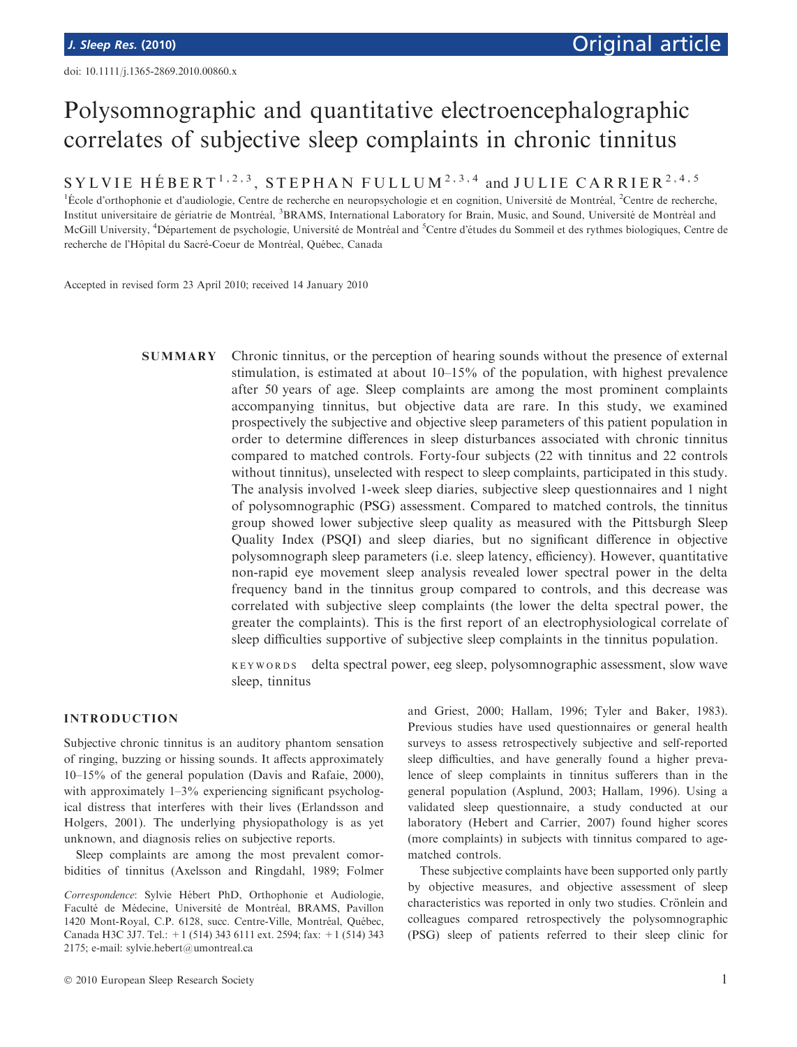doi: 10.1111/j.1365-2869.2010.00860.x

# Polysomnographic and quantitative electroencephalographic correlates of subjective sleep complaints in chronic tinnitus

SYLVIE HÉBERT[1,2,3], STEPHAN FULLUM[2,3,4] and JULIE CARRIER[2,4,5]

[1]École d'orthophonie et d'audiologie, Centre de recherche en neuropsychologie et en cognition, Université de Montréal, [2]Centre de recherche, Institut universitaire de gériatrie de Montréal, [3]BRAMS, International Laboratory for Brain, Music, and Sound, Université de Montréal and McGill University, [4]Département de psychologie, Université de Montréal and [5]Centre d'études du Sommeil et des rythmes biologiques, Centre de recherche de l'Hôpital du Sacré-Coeur de Montréal, Québec, Canada

Accepted in revised form 23 April 2010; received 14 January 2010

**SUMMARY** Chronic tinnitus, or the perception of hearing sounds without the presence of external stimulation, is estimated at about 10–15% of the population, with highest prevalence after 50 years of age. Sleep complaints are among the most prominent complaints accompanying tinnitus, but objective data are rare. In this study, we examined prospectively the subjective and objective sleep parameters of this patient population in order to determine differences in sleep disturbances associated with chronic tinnitus compared to matched controls. Forty-four subjects (22 with tinnitus and 22 controls without tinnitus), unselected with respect to sleep complaints, participated in this study. The analysis involved 1-week sleep diaries, subjective sleep questionnaires and 1 night of polysomnographic (PSG) assessment. Compared to matched controls, the tinnitus group showed lower subjective sleep quality as measured with the Pittsburgh Sleep Quality Index (PSQI) and sleep diaries, but no significant difference in objective polysomnograph sleep parameters (i.e. sleep latency, efficiency). However, quantitative non-rapid eye movement sleep analysis revealed lower spectral power in the delta frequency band in the tinnitus group compared to controls, and this decrease was correlated with subjective sleep complaints (the lower the delta spectral power, the greater the complaints). This is the first report of an electrophysiological correlate of sleep difficulties supportive of subjective sleep complaints in the tinnitus population.

KEYWORDS delta spectral power, eeg sleep, polysomnographic assessment, slow wave sleep, tinnitus

## INTRODUCTION

Subjective chronic tinnitus is an auditory phantom sensation of ringing, buzzing or hissing sounds. It affects approximately 10–15% of the general population (Davis and Rafaie, 2000), with approximately 1–3% experiencing significant psychological distress that interferes with their lives (Erlandsson and Holgers, 2001). The underlying physiopathology is as yet unknown, and diagnosis relies on subjective reports.

Sleep complaints are among the most prevalent comorbidities of tinnitus (Axelsson and Ringdahl, 1989; Folmer and Griest, 2000; Hallam, 1996; Tyler and Baker, 1983). Previous studies have used questionnaires or general health surveys to assess retrospectively subjective and self-reported sleep difficulties, and have generally found a higher prevalence of sleep complaints in tinnitus sufferers than in the general population (Asplund, 2003; Hallam, 1996). Using a validated sleep questionnaire, a study conducted at our laboratory (Hebert and Carrier, 2007) found higher scores (more complaints) in subjects with tinnitus compared to age-matched controls.

These subjective complaints have been supported only partly by objective measures, and objective assessment of sleep characteristics was reported in only two studies. Crönlein and colleagues compared retrospectively the polysomnographic (PSG) sleep of patients referred to their sleep clinic for

*Correspondence*: Sylvie Hébert PhD, Orthophonie et Audiologie, Faculté de Médecine, Université de Montréal, BRAMS, Pavillon 1420 Mont-Royal, C.P. 6128, succ. Centre-Ville, Montréal, Québec, Canada H3C 3J7. Tel.: +1 (514) 343 6111 ext. 2594; fax: +1 (514) 343 2175; e-mail: sylvie.hebert@umontreal.ca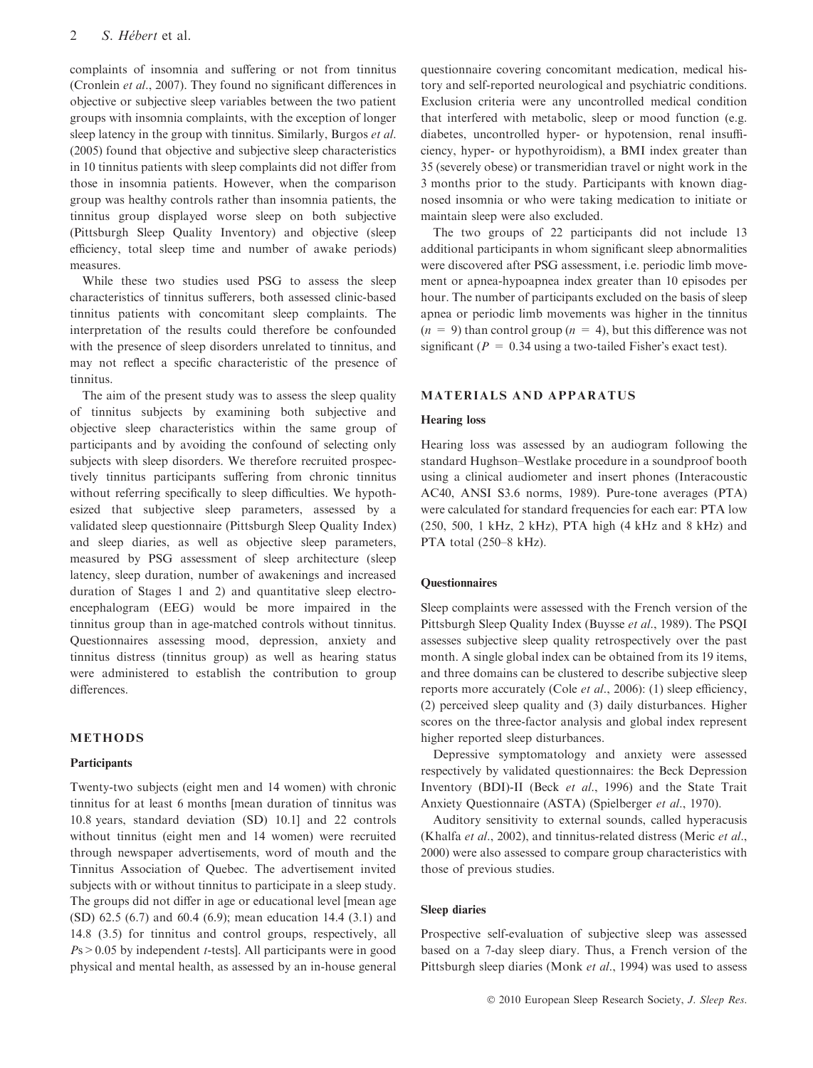complaints of insomnia and suffering or not from tinnitus (Cronlein *et al*., 2007). They found no significant differences in objective or subjective sleep variables between the two patient groups with insomnia complaints, with the exception of longer sleep latency in the group with tinnitus. Similarly, Burgos *et al*. (2005) found that objective and subjective sleep characteristics in 10 tinnitus patients with sleep complaints did not differ from those in insomnia patients. However, when the comparison group was healthy controls rather than insomnia patients, the tinnitus group displayed worse sleep on both subjective (Pittsburgh Sleep Quality Inventory) and objective (sleep efficiency, total sleep time and number of awake periods) measures.

While these two studies used PSG to assess the sleep characteristics of tinnitus sufferers, both assessed clinic-based tinnitus patients with concomitant sleep complaints. The interpretation of the results could therefore be confounded with the presence of sleep disorders unrelated to tinnitus, and may not reflect a specific characteristic of the presence of tinnitus.

The aim of the present study was to assess the sleep quality of tinnitus subjects by examining both subjective and objective sleep characteristics within the same group of participants and by avoiding the confound of selecting only subjects with sleep disorders. We therefore recruited prospectively tinnitus participants suffering from chronic tinnitus without referring specifically to sleep difficulties. We hypothesized that subjective sleep parameters, assessed by a validated sleep questionnaire (Pittsburgh Sleep Quality Index) and sleep diaries, as well as objective sleep parameters, measured by PSG assessment of sleep architecture (sleep latency, sleep duration, number of awakenings and increased duration of Stages 1 and 2) and quantitative sleep electroencephalogram (EEG) would be more impaired in the tinnitus group than in age-matched controls without tinnitus. Questionnaires assessing mood, depression, anxiety and tinnitus distress (tinnitus group) as well as hearing status were administered to establish the contribution to group differences.

## METHODS

### Participants

Twenty-two subjects (eight men and 14 women) with chronic tinnitus for at least 6 months [mean duration of tinnitus was 10.8 years, standard deviation (SD) 10.1] and 22 controls without tinnitus (eight men and 14 women) were recruited through newspaper advertisements, word of mouth and the Tinnitus Association of Quebec. The advertisement invited subjects with or without tinnitus to participate in a sleep study. The groups did not differ in age or educational level [mean age (SD) 62.5 (6.7) and 60.4 (6.9); mean education 14.4 (3.1) and 14.8 (3.5) for tinnitus and control groups, respectively, all $P\text{s} > 0.05$ by independent *t*-tests]. All participants were in good physical and mental health, as assessed by an in-house general questionnaire covering concomitant medication, medical history and self-reported neurological and psychiatric conditions. Exclusion criteria were any uncontrolled medical condition that interfered with metabolic, sleep or mood function (e.g. diabetes, uncontrolled hyper- or hypotension, renal insufficiency, hyper- or hypothyroidism), a BMI index greater than 35 (severely obese) or transmeridian travel or night work in the 3 months prior to the study. Participants with known diagnosed insomnia or who were taking medication to initiate or maintain sleep were also excluded.

The two groups of 22 participants did not include 13 additional participants in whom significant sleep abnormalities were discovered after PSG assessment, i.e. periodic limb movement or apnea-hypoapnea index greater than 10 episodes per hour. The number of participants excluded on the basis of sleep apnea or periodic limb movements was higher in the tinnitus ($n = 9$) than control group ($n = 4$), but this difference was not significant ($P = 0.34$ using a two-tailed Fisher's exact test).

## MATERIALS AND APPARATUS

### Hearing loss

Hearing loss was assessed by an audiogram following the standard Hughson–Westlake procedure in a soundproof booth using a clinical audiometer and insert phones (Interacoustic AC40, ANSI S3.6 norms, 1989). Pure-tone averages (PTA) were calculated for standard frequencies for each ear: PTA low (250, 500, 1 kHz, 2 kHz), PTA high (4 kHz and 8 kHz) and PTA total (250–8 kHz).

### Questionnaires

Sleep complaints were assessed with the French version of the Pittsburgh Sleep Quality Index (Buysse *et al*., 1989). The PSQI assesses subjective sleep quality retrospectively over the past month. A single global index can be obtained from its 19 items, and three domains can be clustered to describe subjective sleep reports more accurately (Cole *et al*., 2006): (1) sleep efficiency, (2) perceived sleep quality and (3) daily disturbances. Higher scores on the three-factor analysis and global index represent higher reported sleep disturbances.

Depressive symptomatology and anxiety were assessed respectively by validated questionnaires: the Beck Depression Inventory (BDI)-II (Beck *et al*., 1996) and the State Trait Anxiety Questionnaire (ASTA) (Spielberger *et al*., 1970).

Auditory sensitivity to external sounds, called hyperacusis (Khalfa *et al*., 2002), and tinnitus-related distress (Meric *et al*., 2000) were also assessed to compare group characteristics with those of previous studies.

### Sleep diaries

Prospective self-evaluation of subjective sleep was assessed based on a 7-day sleep diary. Thus, a French version of the Pittsburgh sleep diaries (Monk *et al*., 1994) was used to assess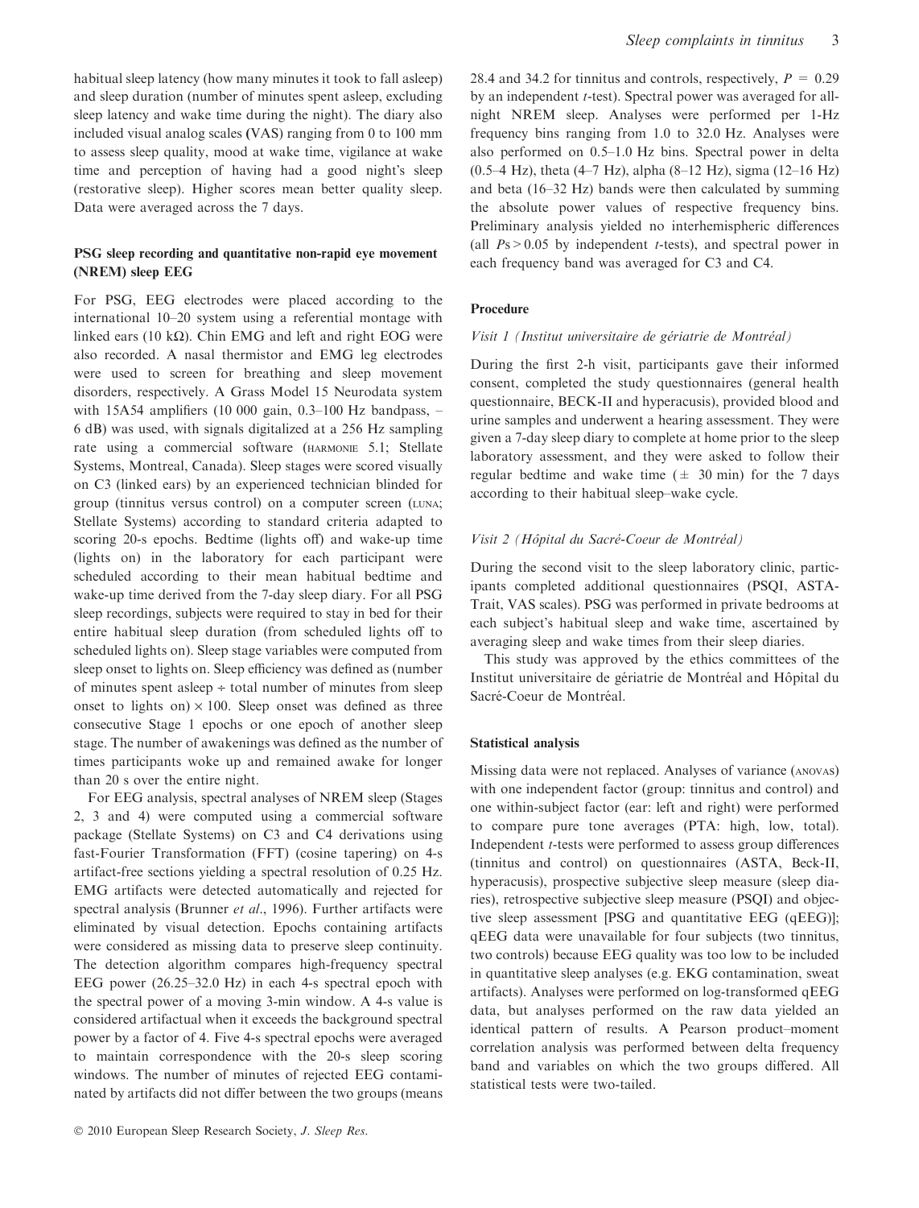habitual sleep latency (how many minutes it took to fall asleep) and sleep duration (number of minutes spent asleep, excluding sleep latency and wake time during the night). The diary also included visual analog scales (VAS) ranging from 0 to 100 mm to assess sleep quality, mood at wake time, vigilance at wake time and perception of having had a good night's sleep (restorative sleep). Higher scores mean better quality sleep. Data were averaged across the 7 days.

### PSG sleep recording and quantitative non-rapid eye movement (NREM) sleep EEG

For PSG, EEG electrodes were placed according to the international 10–20 system using a referential montage with linked ears (10 kΩ). Chin EMG and left and right EOG were also recorded. A nasal thermistor and EMG leg electrodes were used to screen for breathing and sleep movement disorders, respectively. A Grass Model 15 Neurodata system with 15A54 amplifiers (10 000 gain, 0.3–100 Hz bandpass, –6 dB) was used, with signals digitalized at a 256 Hz sampling rate using a commercial software (HARMONIE 5.1; Stellate Systems, Montreal, Canada). Sleep stages were scored visually on C3 (linked ears) by an experienced technician blinded for group (tinnitus versus control) on a computer screen (LUNA; Stellate Systems) according to standard criteria adapted to scoring 20-s epochs. Bedtime (lights off) and wake-up time (lights on) in the laboratory for each participant were scheduled according to their mean habitual bedtime and wake-up time derived from the 7-day sleep diary. For all PSG sleep recordings, subjects were required to stay in bed for their entire habitual sleep duration (from scheduled lights off to scheduled lights on). Sleep stage variables were computed from sleep onset to lights on. Sleep efficiency was defined as (number of minutes spent asleep ÷ total number of minutes from sleep onset to lights on) × 100. Sleep onset was defined as three consecutive Stage 1 epochs or one epoch of another sleep stage. The number of awakenings was defined as the number of times participants woke up and remained awake for longer than 20 s over the entire night.

For EEG analysis, spectral analyses of NREM sleep (Stages 2, 3 and 4) were computed using a commercial software package (Stellate Systems) on C3 and C4 derivations using fast-Fourier Transformation (FFT) (cosine tapering) on 4-s artifact-free sections yielding a spectral resolution of 0.25 Hz. EMG artifacts were detected automatically and rejected for spectral analysis (Brunner *et al*., 1996). Further artifacts were eliminated by visual detection. Epochs containing artifacts were considered as missing data to preserve sleep continuity. The detection algorithm compares high-frequency spectral EEG power (26.25–32.0 Hz) in each 4-s spectral epoch with the spectral power of a moving 3-min window. A 4-s value is considered artifactual when it exceeds the background spectral power by a factor of 4. Five 4-s spectral epochs were averaged to maintain correspondence with the 20-s sleep scoring windows. The number of minutes of rejected EEG contaminated by artifacts did not differ between the two groups (means 28.4 and 34.2 for tinnitus and controls, respectively, $P = 0.29$ by an independent *t*-test). Spectral power was averaged for all-night NREM sleep. Analyses were performed per 1-Hz frequency bins ranging from 1.0 to 32.0 Hz. Analyses were also performed on 0.5–1.0 Hz bins. Spectral power in delta (0.5–4 Hz), theta (4–7 Hz), alpha (8–12 Hz), sigma (12–16 Hz) and beta (16–32 Hz) bands were then calculated by summing the absolute power values of respective frequency bins. Preliminary analysis yielded no interhemispheric differences (all $P\text{s} > 0.05$ by independent *t*-tests), and spectral power in each frequency band was averaged for C3 and C4.

### Procedure

#### *Visit 1 (Institut universitaire de gériatrie de Montréal)*

During the first 2-h visit, participants gave their informed consent, completed the study questionnaires (general health questionnaire, BECK-II and hyperacusis), provided blood and urine samples and underwent a hearing assessment. They were given a 7-day sleep diary to complete at home prior to the sleep laboratory assessment, and they were asked to follow their regular bedtime and wake time (± 30 min) for the 7 days according to their habitual sleep–wake cycle.

#### *Visit 2 (Hôpital du Sacré-Coeur de Montréal)*

During the second visit to the sleep laboratory clinic, participants completed additional questionnaires (PSQI, ASTA-Trait, VAS scales). PSG was performed in private bedrooms at each subject's habitual sleep and wake time, ascertained by averaging sleep and wake times from their sleep diaries.

This study was approved by the ethics committees of the Institut universitaire de gériatrie de Montréal and Hôpital du Sacré-Coeur de Montréal.

### Statistical analysis

Missing data were not replaced. Analyses of variance (ANOVAS) with one independent factor (group: tinnitus and control) and one within-subject factor (ear: left and right) were performed to compare pure tone averages (PTA: high, low, total). Independent *t*-tests were performed to assess group differences (tinnitus and control) on questionnaires (ASTA, Beck-II, hyperacusis), prospective subjective sleep measure (sleep diaries), retrospective subjective sleep measure (PSQI) and objective sleep assessment [PSG and quantitative EEG (qEEG)]; qEEG data were unavailable for four subjects (two tinnitus, two controls) because EEG quality was too low to be included in quantitative sleep analyses (e.g. EKG contamination, sweat artifacts). Analyses were performed on log-transformed qEEG data, but analyses performed on the raw data yielded an identical pattern of results. A Pearson product–moment correlation analysis was performed between delta frequency band and variables on which the two groups differed. All statistical tests were two-tailed.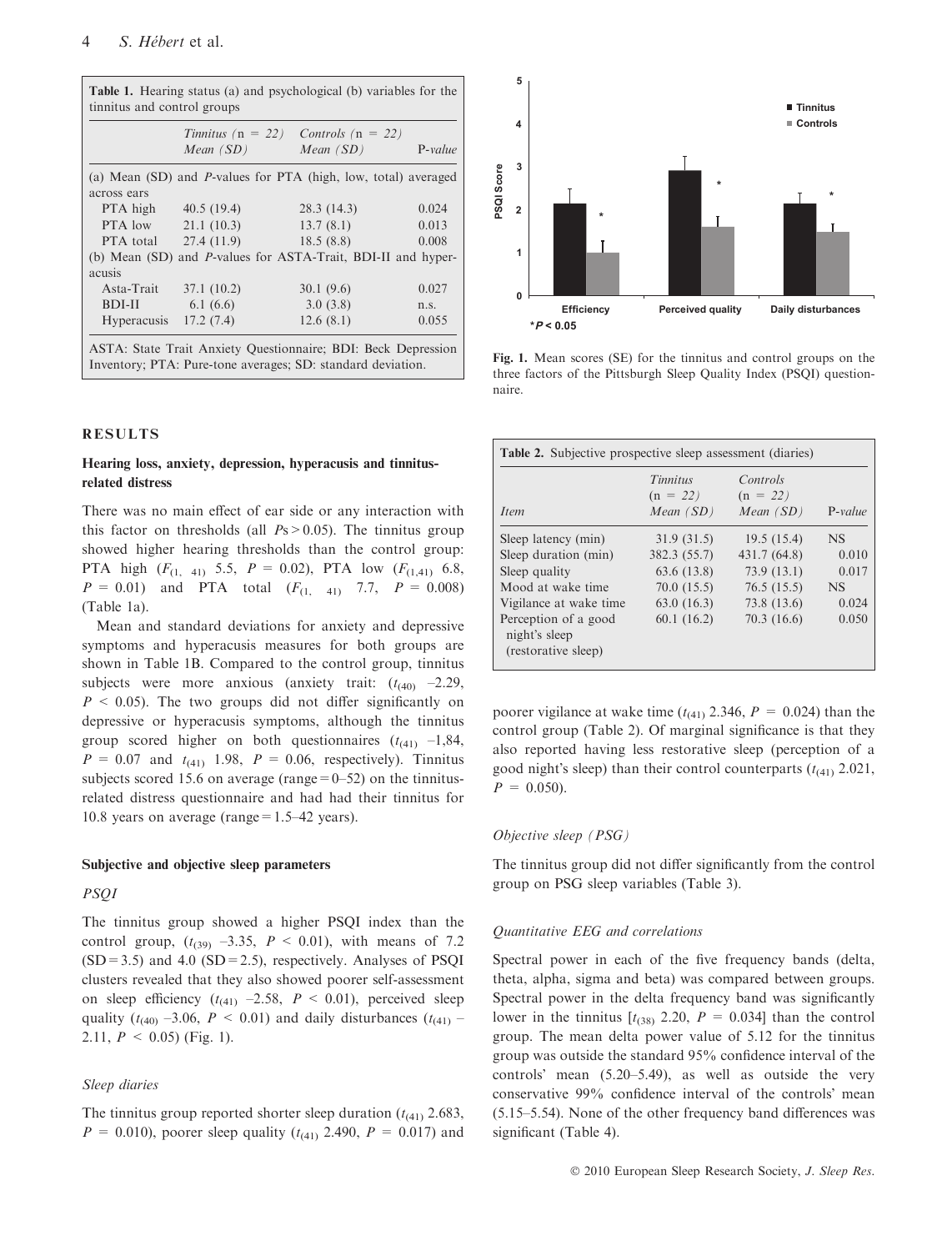**Table 1.** Hearing status (a) and psychological (b) variables for the tinnitus and control groups

| | Tinnitus (n = 22) Mean (SD) | Controls (n = 22) Mean (SD) | P-value |
|---|---|---|---|
| (a) Mean (SD) and P-values for PTA (high, low, total) averaged across ears | | | |
| PTA high | 40.5 (19.4) | 28.3 (14.3) | 0.024 |
| PTA low | 21.1 (10.3) | 13.7 (8.1) | 0.013 |
| PTA total | 27.4 (11.9) | 18.5 (8.8) | 0.008 |
| (b) Mean (SD) and P-values for ASTA-Trait, BDI-II and hyperacusis | | | |
| Asta-Trait | 37.1 (10.2) | 30.1 (9.6) | 0.027 |
| BDI-II | 6.1 (6.6) | 3.0 (3.8) | n.s. |
| Hyperacusis | 17.2 (7.4) | 12.6 (8.1) | 0.055 |

ASTA: State Trait Anxiety Questionnaire; BDI: Beck Depression Inventory; PTA: Pure-tone averages; SD: standard deviation.

**Fig. 1.** Mean scores (SE) for the tinnitus and control groups on the three factors of the Pittsburgh Sleep Quality Index (PSQI) questionnaire.

## RESULTS

### Hearing loss, anxiety, depression, hyperacusis and tinnitus-related distress

There was no main effect of ear side or any interaction with this factor on thresholds (all $Ps > 0.05$). The tinnitus group showed higher hearing thresholds than the control group: PTA high ($F_{(1,\ 41)}$ 5.5, $P$ = 0.02), PTA low ($F_{(1,41)}$ 6.8, $P$ = 0.01) and PTA total ($F_{(1,\ 41)}$ 7.7, $P$ = 0.008) (Table 1a).

Mean and standard deviations for anxiety and depressive symptoms and hyperacusis measures for both groups are shown in Table 1B. Compared to the control group, tinnitus subjects were more anxious (anxiety trait: ($t_{(40)}$ –2.29, $P < 0.05$). The two groups did not differ significantly on depressive or hyperacusis symptoms, although the tinnitus group scored higher on both questionnaires ($t_{(41)}$ –1,84, $P$ = 0.07 and $t_{(41)}$ 1.98, $P$ = 0.06, respectively). Tinnitus subjects scored 15.6 on average (range = 0–52) on the tinnitus-related distress questionnaire and had had their tinnitus for 10.8 years on average (range = 1.5–42 years).

### Subjective and objective sleep parameters

#### *PSQI*

The tinnitus group showed a higher PSQI index than the control group, ($t_{(39)}$ –3.35, $P < 0.01$), with means of 7.2 (SD = 3.5) and 4.0 (SD = 2.5), respectively. Analyses of PSQI clusters revealed that they also showed poorer self-assessment on sleep efficiency ($t_{(41)}$ –2.58, $P < 0.01$), perceived sleep quality ($t_{(40)}$ –3.06, $P < 0.01$) and daily disturbances ($t_{(41)}$ –2.11, $P < 0.05$) (Fig. 1).

#### *Sleep diaries*

The tinnitus group reported shorter sleep duration ($t_{(41)}$ 2.683, $P$ = 0.010), poorer sleep quality ($t_{(41)}$ 2.490, $P$ = 0.017) and poorer vigilance at wake time ($t_{(41)}$ 2.346, $P$ = 0.024) than the control group (Table 2). Of marginal significance is that they also reported having less restorative sleep (perception of a good night's sleep) than their control counterparts ($t_{(41)}$ 2.021, $P$ = 0.050).

**Table 2.** Subjective prospective sleep assessment (diaries)

| Item | Tinnitus (n = 22) Mean (SD) | Controls (n = 22) Mean (SD) | P-value |
|---|---|---|---|
| Sleep latency (min) | 31.9 (31.5) | 19.5 (15.4) | NS |
| Sleep duration (min) | 382.3 (55.7) | 431.7 (64.8) | 0.010 |
| Sleep quality | 63.6 (13.8) | 73.9 (13.1) | 0.017 |
| Mood at wake time | 70.0 (15.5) | 76.5 (15.5) | NS |
| Vigilance at wake time | 63.0 (16.3) | 73.8 (13.6) | 0.024 |
| Perception of a good night's sleep (restorative sleep) | 60.1 (16.2) | 70.3 (16.6) | 0.050 |

#### *Objective sleep (PSG)*

The tinnitus group did not differ significantly from the control group on PSG sleep variables (Table 3).

#### *Quantitative EEG and correlations*

Spectral power in each of the five frequency bands (delta, theta, alpha, sigma and beta) was compared between groups. Spectral power in the delta frequency band was significantly lower in the tinnitus [$t_{(38)}$ 2.20, $P$ = 0.034] than the control group. The mean delta power value of 5.12 for the tinnitus group was outside the standard 95% confidence interval of the controls' mean (5.20–5.49), as well as outside the very conservative 99% confidence interval of the controls' mean (5.15–5.54). None of the other frequency band differences was significant (Table 4).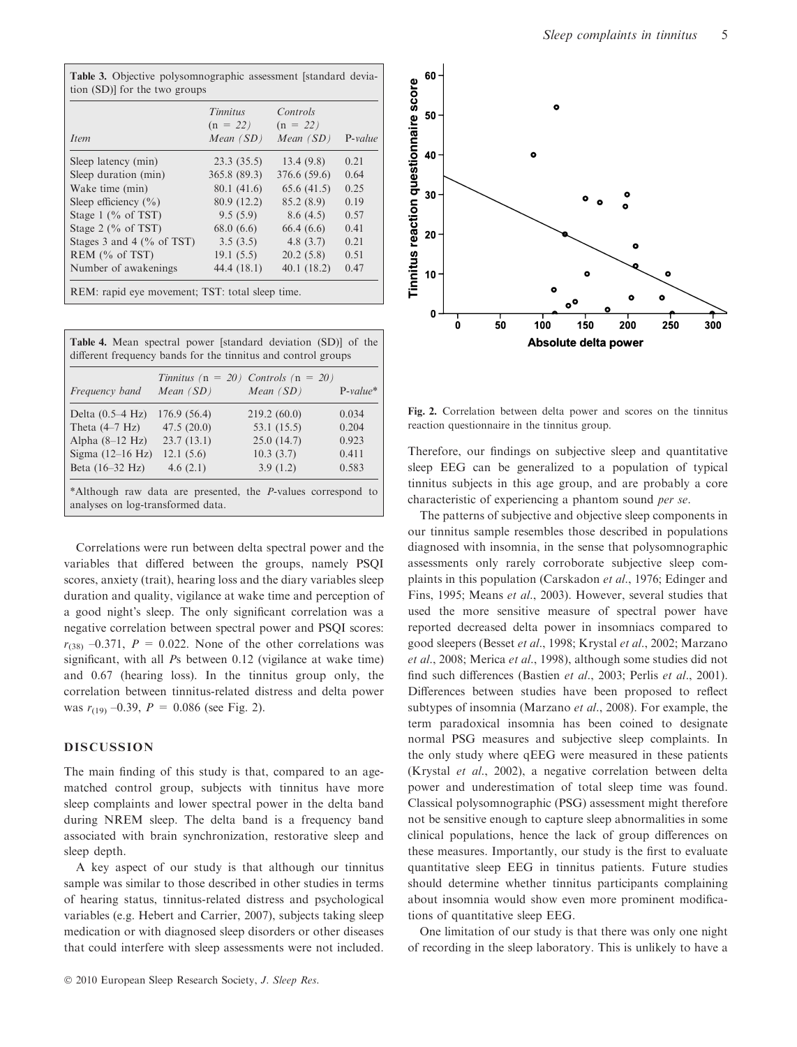**Table 3.** Objective polysomnographic assessment [standard deviation (SD)] for the two groups

| Item | *Tinnitus* (n = 22) *Mean (SD)* | *Controls* (n = 22) *Mean (SD)* | *P-value* |
|---|---|---|---|
| Sleep latency (min) | 23.3 (35.5) | 13.4 (9.8) | 0.21 |
| Sleep duration (min) | 365.8 (89.3) | 376.6 (59.6) | 0.64 |
| Wake time (min) | 80.1 (41.6) | 65.6 (41.5) | 0.25 |
| Sleep efficiency (%) | 80.9 (12.2) | 85.2 (8.9) | 0.19 |
| Stage 1 (% of TST) | 9.5 (5.9) | 8.6 (4.5) | 0.57 |
| Stage 2 (% of TST) | 68.0 (6.6) | 66.4 (6.6) | 0.41 |
| Stages 3 and 4 (% of TST) | 3.5 (3.5) | 4.8 (3.7) | 0.21 |
| REM (% of TST) | 19.1 (5.5) | 20.2 (5.8) | 0.51 |
| Number of awakenings | 44.4 (18.1) | 40.1 (18.2) | 0.47 |

REM: rapid eye movement; TST: total sleep time.

**Table 4.** Mean spectral power [standard deviation (SD)] of the different frequency bands for the tinnitus and control groups

| *Frequency band* | *Tinnitus* (n = 20) *Mean (SD)* | *Controls* (n = 20) *Mean (SD)* | *P-value\** |
|---|---|---|---|
| Delta (0.5–4 Hz) | 176.9 (56.4) | 219.2 (60.0) | 0.034 |
| Theta (4–7 Hz) | 47.5 (20.0) | 53.1 (15.5) | 0.204 |
| Alpha (8–12 Hz) | 23.7 (13.1) | 25.0 (14.7) | 0.923 |
| Sigma (12–16 Hz) | 12.1 (5.6) | 10.3 (3.7) | 0.411 |
| Beta (16–32 Hz) | 4.6 (2.1) | 3.9 (1.2) | 0.583 |

\*Although raw data are presented, the *P*-values correspond to analyses on log-transformed data.

Correlations were run between delta spectral power and the variables that differed between the groups, namely PSQI scores, anxiety (trait), hearing loss and the diary variables sleep duration and quality, vigilance at wake time and perception of a good night's sleep. The only significant correlation was a negative correlation between spectral power and PSQI scores: $r_{(38)}$ –0.371, $P = 0.022$. None of the other correlations was significant, with all *P*s between 0.12 (vigilance at wake time) and 0.67 (hearing loss). In the tinnitus group only, the correlation between tinnitus-related distress and delta power was $r_{(19)}$ –0.39, $P = 0.086$ (see Fig. 2).

## DISCUSSION

The main finding of this study is that, compared to an age-matched control group, subjects with tinnitus have more sleep complaints and lower spectral power in the delta band during NREM sleep. The delta band is a frequency band associated with brain synchronization, restorative sleep and sleep depth.

A key aspect of our study is that although our tinnitus sample was similar to those described in other studies in terms of hearing status, tinnitus-related distress and psychological variables (e.g. Hebert and Carrier, 2007), subjects taking sleep medication or with diagnosed sleep disorders or other diseases that could interfere with sleep assessments were not included.

Fig. 2. Correlation between delta power and scores on the tinnitus reaction questionnaire in the tinnitus group.

Therefore, our findings on subjective sleep and quantitative sleep EEG can be generalized to a population of typical tinnitus subjects in this age group, and are probably a core characteristic of experiencing a phantom sound *per se*.

The patterns of subjective and objective sleep components in our tinnitus sample resembles those described in populations diagnosed with insomnia, in the sense that polysomnographic assessments only rarely corroborate subjective sleep complaints in this population (Carskadon *et al*., 1976; Edinger and Fins, 1995; Means *et al*., 2003). However, several studies that used the more sensitive measure of spectral power have reported decreased delta power in insomniacs compared to good sleepers (Besset *et al*., 1998; Krystal *et al*., 2002; Marzano *et al*., 2008; Merica *et al*., 1998), although some studies did not find such differences (Bastien *et al*., 2003; Perlis *et al*., 2001). Differences between studies have been proposed to reflect subtypes of insomnia (Marzano *et al*., 2008). For example, the term paradoxical insomnia has been coined to designate normal PSG measures and subjective sleep complaints. In the only study where qEEG were measured in these patients (Krystal *et al*., 2002), a negative correlation between delta power and underestimation of total sleep time was found. Classical polysomnographic (PSG) assessment might therefore not be sensitive enough to capture sleep abnormalities in some clinical populations, hence the lack of group differences on these measures. Importantly, our study is the first to evaluate quantitative sleep EEG in tinnitus patients. Future studies should determine whether tinnitus participants complaining about insomnia would show even more prominent modifications of quantitative sleep EEG.

One limitation of our study is that there was only one night of recording in the sleep laboratory. This is unlikely to have a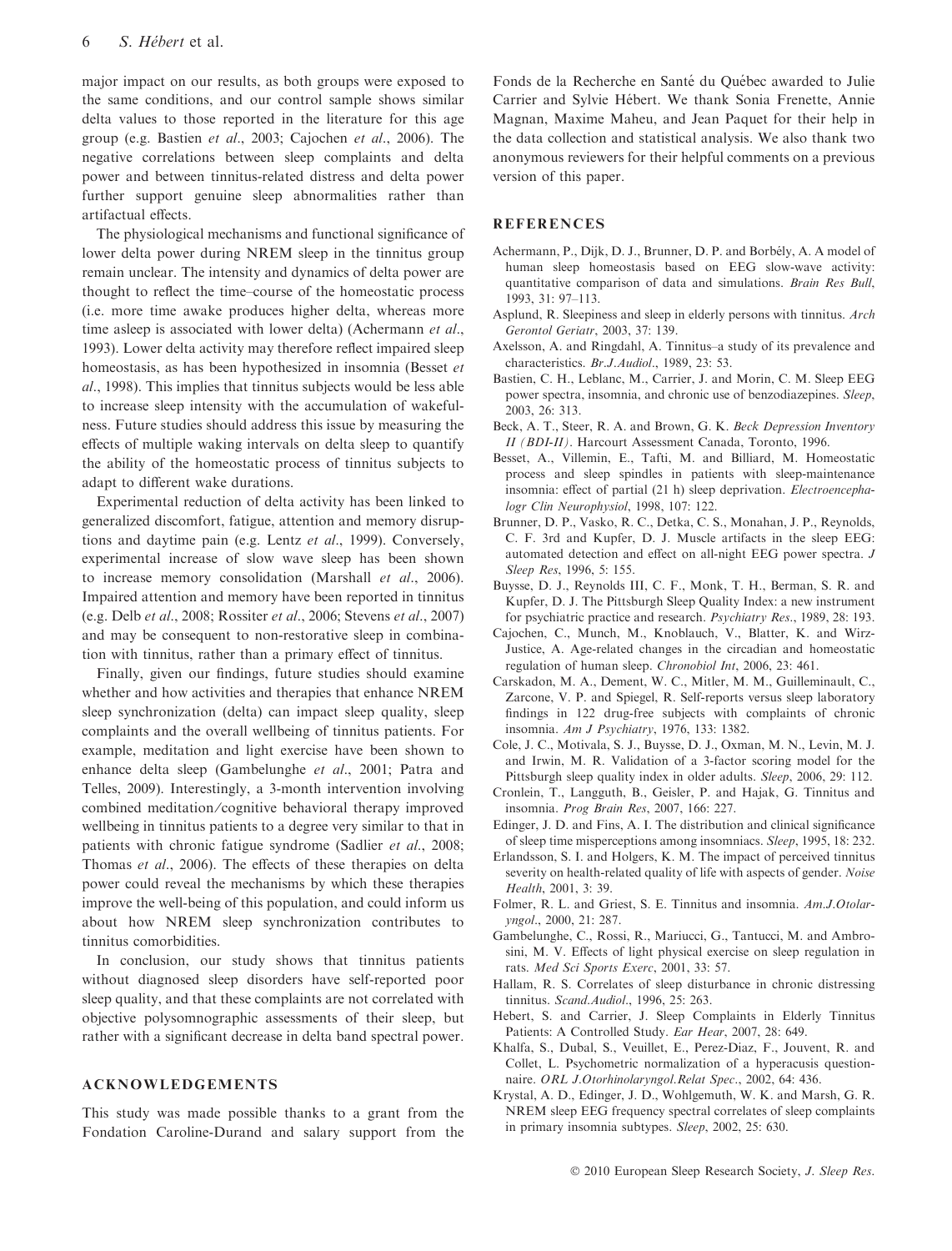major impact on our results, as both groups were exposed to the same conditions, and our control sample shows similar delta values to those reported in the literature for this age group (e.g. Bastien *et al*., 2003; Cajochen *et al*., 2006). The negative correlations between sleep complaints and delta power and between tinnitus-related distress and delta power further support genuine sleep abnormalities rather than artifactual effects.

The physiological mechanisms and functional significance of lower delta power during NREM sleep in the tinnitus group remain unclear. The intensity and dynamics of delta power are thought to reflect the time–course of the homeostatic process (i.e. more time awake produces higher delta, whereas more time asleep is associated with lower delta) (Achermann *et al*., 1993). Lower delta activity may therefore reflect impaired sleep homeostasis, as has been hypothesized in insomnia (Besset *et al*., 1998). This implies that tinnitus subjects would be less able to increase sleep intensity with the accumulation of wakefulness. Future studies should address this issue by measuring the effects of multiple waking intervals on delta sleep to quantify the ability of the homeostatic process of tinnitus subjects to adapt to different wake durations.

Experimental reduction of delta activity has been linked to generalized discomfort, fatigue, attention and memory disruptions and daytime pain (e.g. Lentz *et al*., 1999). Conversely, experimental increase of slow wave sleep has been shown to increase memory consolidation (Marshall *et al*., 2006). Impaired attention and memory have been reported in tinnitus (e.g. Delb *et al*., 2008; Rossiter *et al*., 2006; Stevens *et al*., 2007) and may be consequent to non-restorative sleep in combination with tinnitus, rather than a primary effect of tinnitus.

Finally, given our findings, future studies should examine whether and how activities and therapies that enhance NREM sleep synchronization (delta) can impact sleep quality, sleep complaints and the overall wellbeing of tinnitus patients. For example, meditation and light exercise have been shown to enhance delta sleep (Gambelunghe *et al*., 2001; Patra and Telles, 2009). Interestingly, a 3-month intervention involving combined meditation/cognitive behavioral therapy improved wellbeing in tinnitus patients to a degree very similar to that in patients with chronic fatigue syndrome (Sadlier *et al*., 2008; Thomas *et al*., 2006). The effects of these therapies on delta power could reveal the mechanisms by which these therapies improve the well-being of this population, and could inform us about how NREM sleep synchronization contributes to tinnitus comorbidities.

In conclusion, our study shows that tinnitus patients without diagnosed sleep disorders have self-reported poor sleep quality, and that these complaints are not correlated with objective polysomnographic assessments of their sleep, but rather with a significant decrease in delta band spectral power.

## ACKNOWLEDGEMENTS

This study was made possible thanks to a grant from the Fondation Caroline-Durand and salary support from the Fonds de la Recherche en Santé du Québec awarded to Julie Carrier and Sylvie Hébert. We thank Sonia Frenette, Annie Magnan, Maxime Maheu, and Jean Paquet for their help in the data collection and statistical analysis. We also thank two anonymous reviewers for their helpful comments on a previous version of this paper.

## REFERENCES

Achermann, P., Dijk, D. J., Brunner, D. P. and Borbély, A. A model of human sleep homeostasis based on EEG slow-wave activity: quantitative comparison of data and simulations. *Brain Res Bull*, 1993, 31: 97–113.

Asplund, R. Sleepiness and sleep in elderly persons with tinnitus. *Arch Gerontol Geriatr*, 2003, 37: 139.

Axelsson, A. and Ringdahl, A. Tinnitus–a study of its prevalence and characteristics. *Br.J.Audiol*., 1989, 23: 53.

Bastien, C. H., Leblanc, M., Carrier, J. and Morin, C. M. Sleep EEG power spectra, insomnia, and chronic use of benzodiazepines. *Sleep*, 2003, 26: 313.

Beck, A. T., Steer, R. A. and Brown, G. K. *Beck Depression Inventory II (BDI-II)*. Harcourt Assessment Canada, Toronto, 1996.

Besset, A., Villemin, E., Tafti, M. and Billiard, M. Homeostatic process and sleep spindles in patients with sleep-maintenance insomnia: effect of partial (21 h) sleep deprivation. *Electroencephalogr Clin Neurophysiol*, 1998, 107: 122.

Brunner, D. P., Vasko, R. C., Detka, C. S., Monahan, J. P., Reynolds, C. F. 3rd and Kupfer, D. J. Muscle artifacts in the sleep EEG: automated detection and effect on all-night EEG power spectra. *J Sleep Res*, 1996, 5: 155.

Buysse, D. J., Reynolds III, C. F., Monk, T. H., Berman, S. R. and Kupfer, D. J. The Pittsburgh Sleep Quality Index: a new instrument for psychiatric practice and research. *Psychiatry Res*., 1989, 28: 193.

Cajochen, C., Munch, M., Knoblauch, V., Blatter, K. and Wirz-Justice, A. Age-related changes in the circadian and homeostatic regulation of human sleep. *Chronobiol Int*, 2006, 23: 461.

Carskadon, M. A., Dement, W. C., Mitler, M. M., Guilleminault, C., Zarcone, V. P. and Spiegel, R. Self-reports versus sleep laboratory findings in 122 drug-free subjects with complaints of chronic insomnia. *Am J Psychiatry*, 1976, 133: 1382.

Cole, J. C., Motivala, S. J., Buysse, D. J., Oxman, M. N., Levin, M. J. and Irwin, M. R. Validation of a 3-factor scoring model for the Pittsburgh sleep quality index in older adults. *Sleep*, 2006, 29: 112.

Cronlein, T., Langguth, B., Geisler, P. and Hajak, G. Tinnitus and insomnia. *Prog Brain Res*, 2007, 166: 227.

Edinger, J. D. and Fins, A. I. The distribution and clinical significance of sleep time misperceptions among insomniacs. *Sleep*, 1995, 18: 232.

Erlandsson, S. I. and Holgers, K. M. The impact of perceived tinnitus severity on health-related quality of life with aspects of gender. *Noise Health*, 2001, 3: 39.

Folmer, R. L. and Griest, S. E. Tinnitus and insomnia. *Am.J.Otolaryngol*., 2000, 21: 287.

Gambelunghe, C., Rossi, R., Mariucci, G., Tantucci, M. and Ambrosini, M. V. Effects of light physical exercise on sleep regulation in rats. *Med Sci Sports Exerc*, 2001, 33: 57.

Hallam, R. S. Correlates of sleep disturbance in chronic distressing tinnitus. *Scand.Audiol*., 1996, 25: 263.

Hebert, S. and Carrier, J. Sleep Complaints in Elderly Tinnitus Patients: A Controlled Study. *Ear Hear*, 2007, 28: 649.

Khalfa, S., Dubal, S., Veuillet, E., Perez-Diaz, F., Jouvent, R. and Collet, L. Psychometric normalization of a hyperacusis questionnaire. *ORL J.Otorhinolaryngol.Relat Spec*., 2002, 64: 436.

Krystal, A. D., Edinger, J. D., Wohlgemuth, W. K. and Marsh, G. R. NREM sleep EEG frequency spectral correlates of sleep complaints in primary insomnia subtypes. *Sleep*, 2002, 25: 630.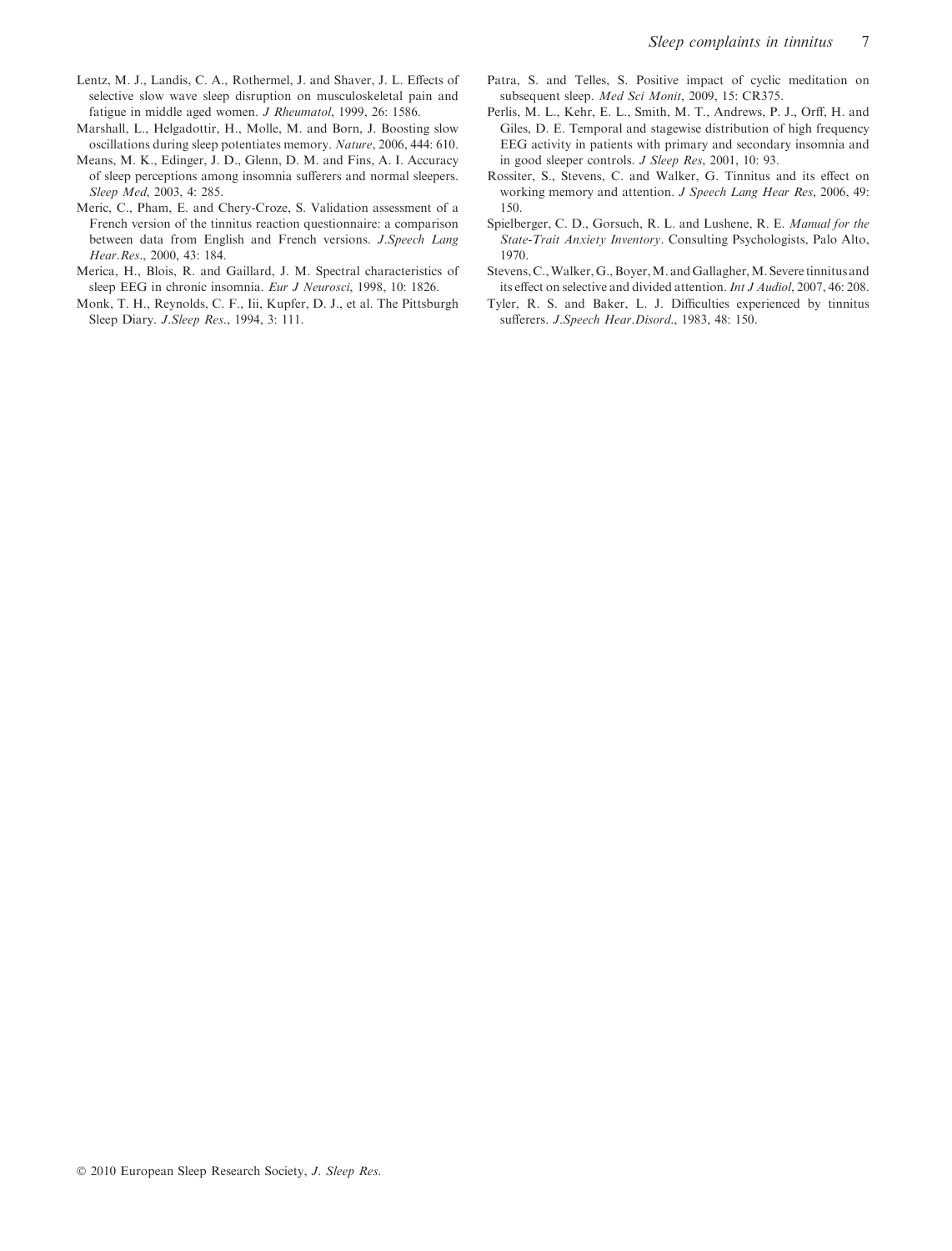Lentz, M. J., Landis, C. A., Rothermel, J. and Shaver, J. L. Effects of selective slow wave sleep disruption on musculoskeletal pain and fatigue in middle aged women. *J Rheumatol*, 1999, 26: 1586.

Marshall, L., Helgadottir, H., Molle, M. and Born, J. Boosting slow oscillations during sleep potentiates memory. *Nature*, 2006, 444: 610.

Means, M. K., Edinger, J. D., Glenn, D. M. and Fins, A. I. Accuracy of sleep perceptions among insomnia sufferers and normal sleepers. *Sleep Med*, 2003, 4: 285.

Meric, C., Pham, E. and Chery-Croze, S. Validation assessment of a French version of the tinnitus reaction questionnaire: a comparison between data from English and French versions. *J.Speech Lang Hear.Res.*, 2000, 43: 184.

Merica, H., Blois, R. and Gaillard, J. M. Spectral characteristics of sleep EEG in chronic insomnia. *Eur J Neurosci*, 1998, 10: 1826.

Monk, T. H., Reynolds, C. F., Iii, Kupfer, D. J., et al. The Pittsburgh Sleep Diary. *J.Sleep Res.*, 1994, 3: 111.

Patra, S. and Telles, S. Positive impact of cyclic meditation on subsequent sleep. *Med Sci Monit*, 2009, 15: CR375.

Perlis, M. L., Kehr, E. L., Smith, M. T., Andrews, P. J., Orff, H. and Giles, D. E. Temporal and stagewise distribution of high frequency EEG activity in patients with primary and secondary insomnia and in good sleeper controls. *J Sleep Res*, 2001, 10: 93.

Rossiter, S., Stevens, C. and Walker, G. Tinnitus and its effect on working memory and attention. *J Speech Lang Hear Res*, 2006, 49: 150.

Spielberger, C. D., Gorsuch, R. L. and Lushene, R. E. *Manual for the State-Trait Anxiety Inventory*. Consulting Psychologists, Palo Alto, 1970.

Stevens, C., Walker, G., Boyer, M. and Gallagher, M. Severe tinnitus and its effect on selective and divided attention. *Int J Audiol*, 2007, 46: 208.

Tyler, R. S. and Baker, L. J. Difficulties experienced by tinnitus sufferers. *J.Speech Hear.Disord.*, 1983, 48: 150.